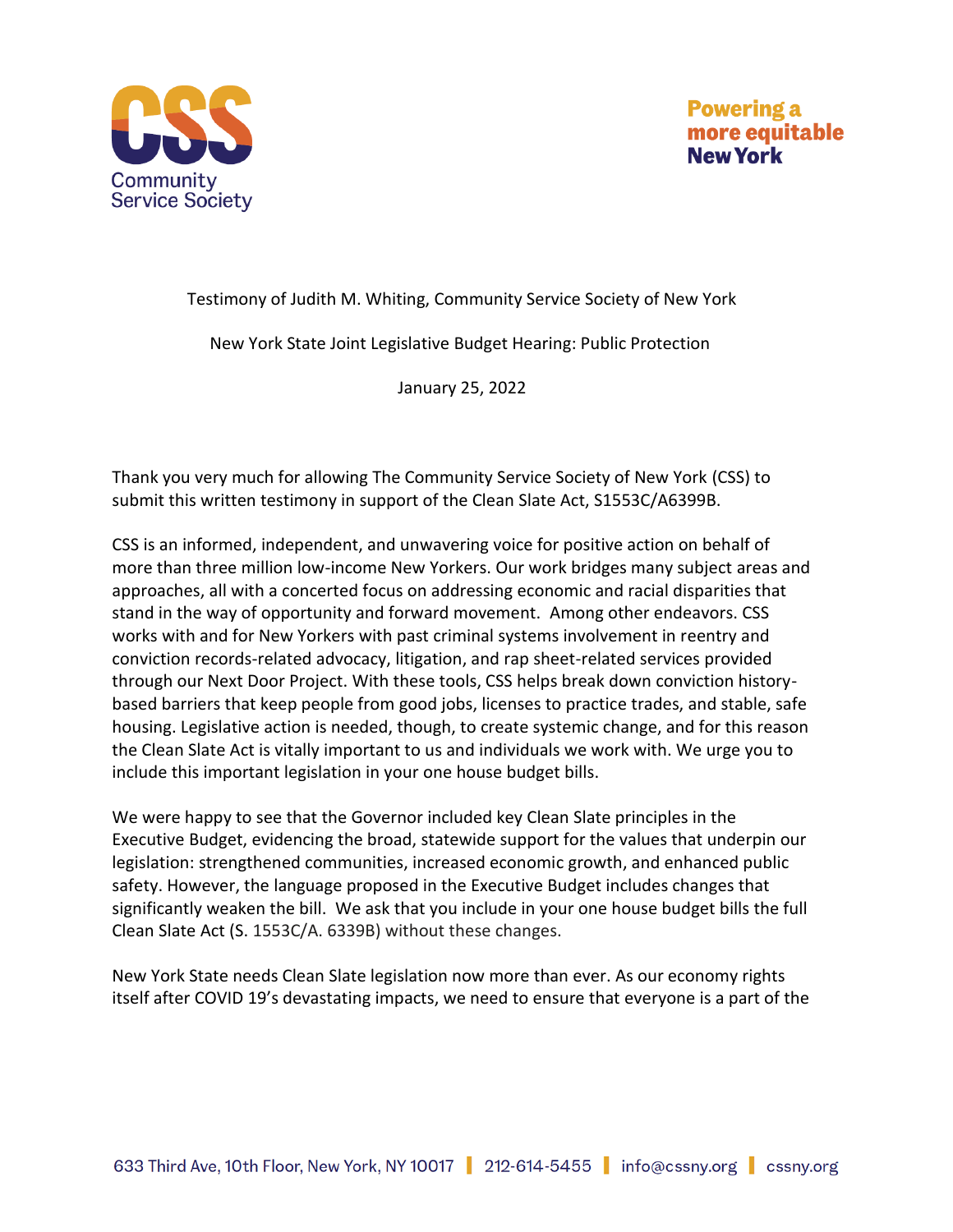Testimony of Judith M. Whiting, Community Service Society of New York

New York State Joint Legislative Budget Hearing: Public Protection

January 25, 2022

Thank you very much for allowing The Community Service Society of New York (CSS) to submit this written testimony in support of the Clean Slate Act, S1553C/A6399B.

CSS is an informed, independent, and unwavering voice for positive action on behalf of more than three million low-income New Yorkers. Our work bridges many subject areas and approaches, all with a concerted focus on addressing economic and racial disparities that stand in the way of opportunity and forward movement. Among other endeavors. CSS works with and for New Yorkers with past criminal systems involvement in reentry and conviction records-related advocacy, litigation, and rap sheet-related services provided through our Next Door Project. With these tools, CSS helps break down conviction history-based barriers that keep people from good jobs, licenses to practice trades, and stable, safe housing. Legislative action is needed, though, to create systemic change, and for this reason the Clean Slate Act is vitally important to us and individuals we work with. We urge you to include this important legislation in your one house budget bills.

We were happy to see that the Governor included key Clean Slate principles in the Executive Budget, evidencing the broad, statewide support for the values that underpin our legislation: strengthened communities, increased economic growth, and enhanced public safety. However, the language proposed in the Executive Budget includes changes that significantly weaken the bill. We ask that you include in your one house budget bills the full Clean Slate Act (S. 1553C/A. 6339B) without these changes.

New York State needs Clean Slate legislation now more than ever. As our economy rights itself after COVID 19's devastating impacts, we need to ensure that everyone is a part of the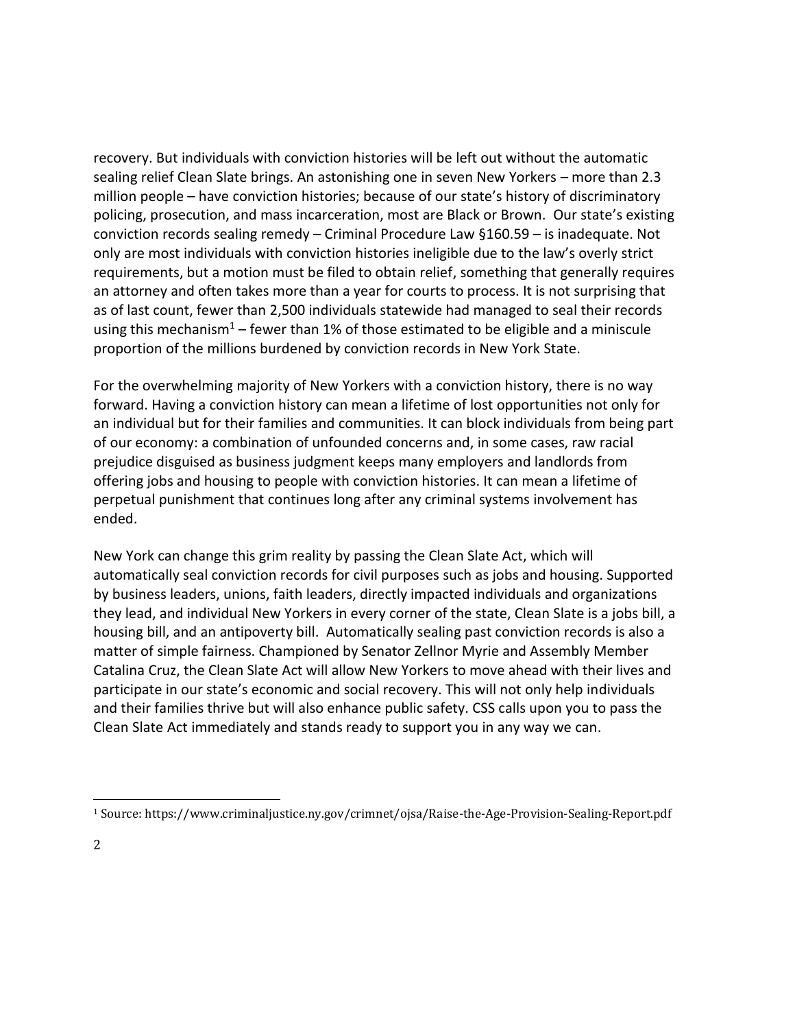recovery. But individuals with conviction histories will be left out without the automatic sealing relief Clean Slate brings. An astonishing one in seven New Yorkers – more than 2.3 million people – have conviction histories; because of our state's history of discriminatory policing, prosecution, and mass incarceration, most are Black or Brown. Our state's existing conviction records sealing remedy – Criminal Procedure Law §160.59 – is inadequate. Not only are most individuals with conviction histories ineligible due to the law's overly strict requirements, but a motion must be filed to obtain relief, something that generally requires an attorney and often takes more than a year for courts to process. It is not surprising that as of last count, fewer than 2,500 individuals statewide had managed to seal their records using this mechanism[1] – fewer than 1% of those estimated to be eligible and a miniscule proportion of the millions burdened by conviction records in New York State.

For the overwhelming majority of New Yorkers with a conviction history, there is no way forward. Having a conviction history can mean a lifetime of lost opportunities not only for an individual but for their families and communities. It can block individuals from being part of our economy: a combination of unfounded concerns and, in some cases, raw racial prejudice disguised as business judgment keeps many employers and landlords from offering jobs and housing to people with conviction histories. It can mean a lifetime of perpetual punishment that continues long after any criminal systems involvement has ended.

New York can change this grim reality by passing the Clean Slate Act, which will automatically seal conviction records for civil purposes such as jobs and housing. Supported by business leaders, unions, faith leaders, directly impacted individuals and organizations they lead, and individual New Yorkers in every corner of the state, Clean Slate is a jobs bill, a housing bill, and an antipoverty bill. Automatically sealing past conviction records is also a matter of simple fairness. Championed by Senator Zellnor Myrie and Assembly Member Catalina Cruz, the Clean Slate Act will allow New Yorkers to move ahead with their lives and participate in our state's economic and social recovery. This will not only help individuals and their families thrive but will also enhance public safety. CSS calls upon you to pass the Clean Slate Act immediately and stands ready to support you in any way we can.

---

[1] Source: https://www.criminaljustice.ny.gov/crimnet/ojsa/Raise-the-Age-Provision-Sealing-Report.pdf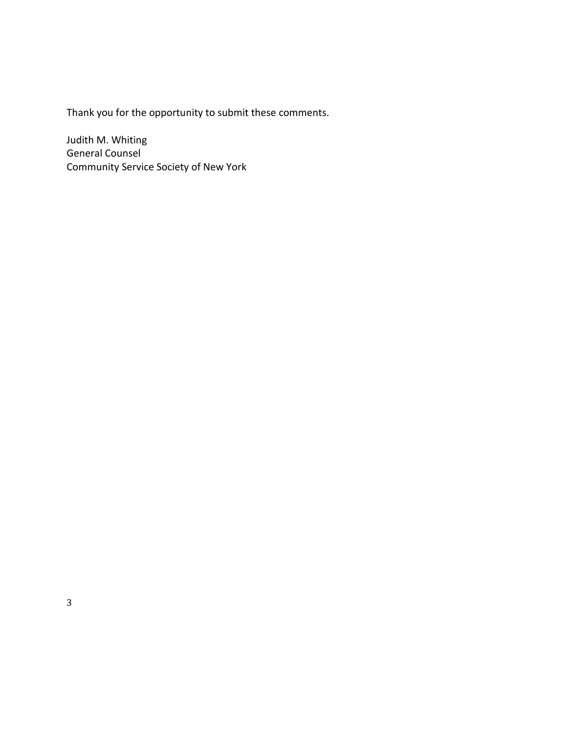Thank you for the opportunity to submit these comments.

Judith M. Whiting  
General Counsel  
Community Service Society of New York